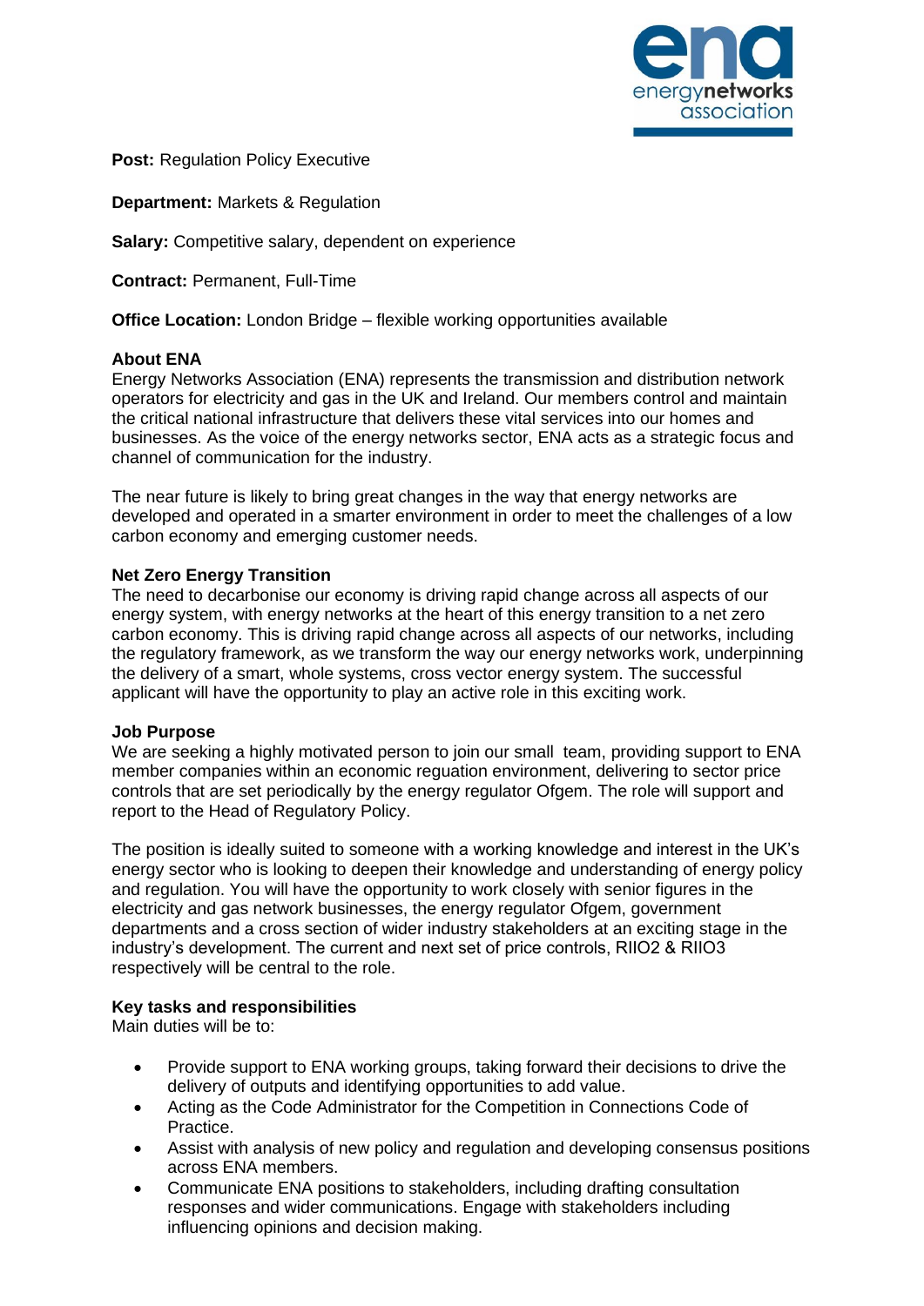**Post:** Regulation Policy Executive

**Department:** Markets & Regulation

**Salary:** Competitive salary, dependent on experience

**Contract:** Permanent, Full-Time

**Office Location:** London Bridge – flexible working opportunities available

**About ENA**

Energy Networks Association (ENA) represents the transmission and distribution network operators for electricity and gas in the UK and Ireland. Our members control and maintain the critical national infrastructure that delivers these vital services into our homes and businesses. As the voice of the energy networks sector, ENA acts as a strategic focus and channel of communication for the industry.

The near future is likely to bring great changes in the way that energy networks are developed and operated in a smarter environment in order to meet the challenges of a low carbon economy and emerging customer needs.

**Net Zero Energy Transition**

The need to decarbonise our economy is driving rapid change across all aspects of our energy system, with energy networks at the heart of this energy transition to a net zero carbon economy. This is driving rapid change across all aspects of our networks, including the regulatory framework, as we transform the way our energy networks work, underpinning the delivery of a smart, whole systems, cross vector energy system. The successful applicant will have the opportunity to play an active role in this exciting work.

**Job Purpose**

We are seeking a highly motivated person to join our small team, providing support to ENA member companies within an economic reguation environment, delivering to sector price controls that are set periodically by the energy regulator Ofgem. The role will support and report to the Head of Regulatory Policy.

The position is ideally suited to someone with a working knowledge and interest in the UK's energy sector who is looking to deepen their knowledge and understanding of energy policy and regulation. You will have the opportunity to work closely with senior figures in the electricity and gas network businesses, the energy regulator Ofgem, government departments and a cross section of wider industry stakeholders at an exciting stage in the industry's development. The current and next set of price controls, RIIO2 & RIIO3 respectively will be central to the role.

**Key tasks and responsibilities**

Main duties will be to:

- Provide support to ENA working groups, taking forward their decisions to drive the delivery of outputs and identifying opportunities to add value.
- Acting as the Code Administrator for the Competition in Connections Code of Practice.
- Assist with analysis of new policy and regulation and developing consensus positions across ENA members.
- Communicate ENA positions to stakeholders, including drafting consultation responses and wider communications. Engage with stakeholders including influencing opinions and decision making.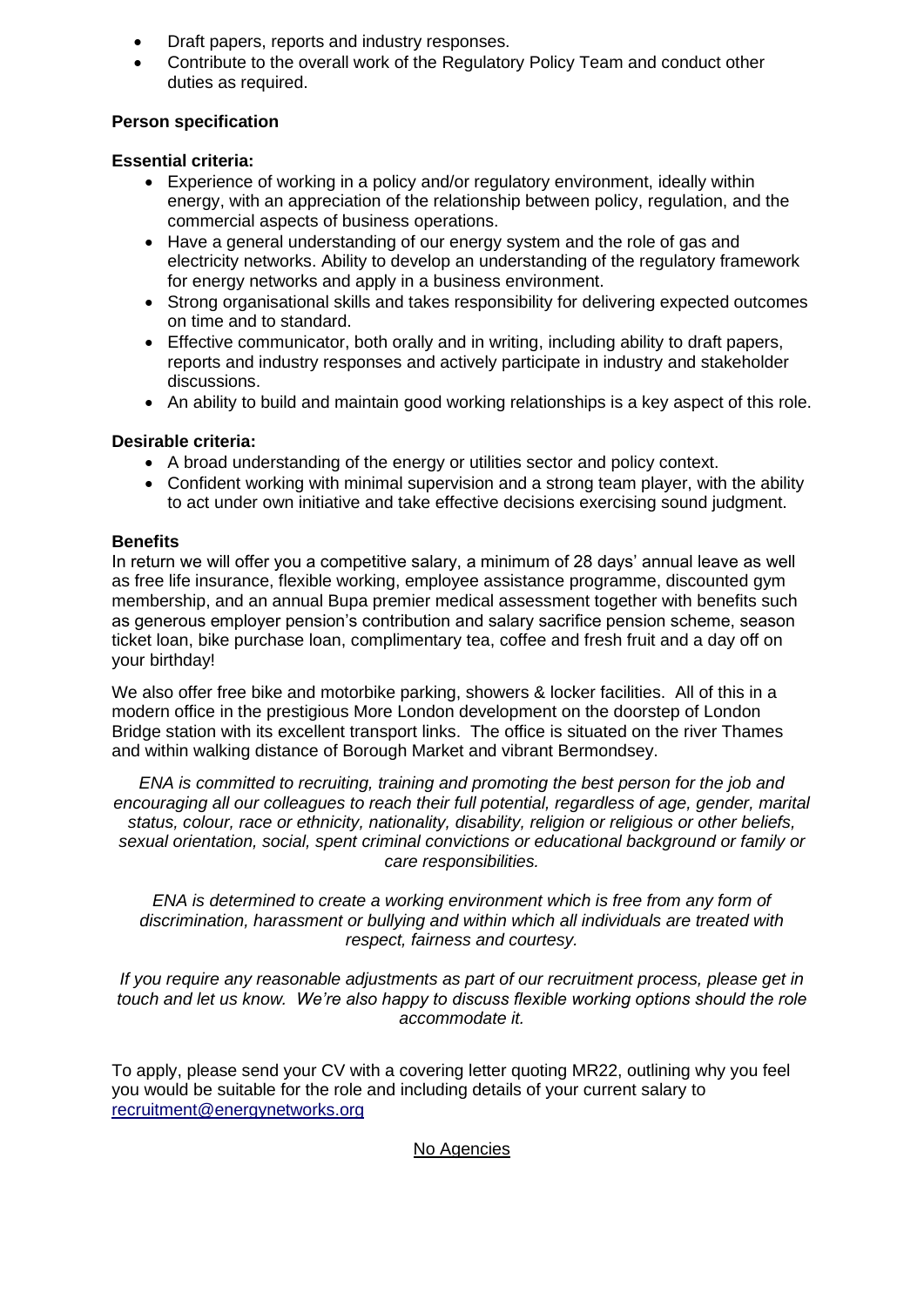- Draft papers, reports and industry responses.
- Contribute to the overall work of the Regulatory Policy Team and conduct other duties as required.

**Person specification**

**Essential criteria:**

- Experience of working in a policy and/or regulatory environment, ideally within energy, with an appreciation of the relationship between policy, regulation, and the commercial aspects of business operations.
- Have a general understanding of our energy system and the role of gas and electricity networks. Ability to develop an understanding of the regulatory framework for energy networks and apply in a business environment.
- Strong organisational skills and takes responsibility for delivering expected outcomes on time and to standard.
- Effective communicator, both orally and in writing, including ability to draft papers, reports and industry responses and actively participate in industry and stakeholder discussions.
- An ability to build and maintain good working relationships is a key aspect of this role.

**Desirable criteria:**

- A broad understanding of the energy or utilities sector and policy context.
- Confident working with minimal supervision and a strong team player, with the ability to act under own initiative and take effective decisions exercising sound judgment.

**Benefits**

In return we will offer you a competitive salary, a minimum of 28 days' annual leave as well as free life insurance, flexible working, employee assistance programme, discounted gym membership, and an annual Bupa premier medical assessment together with benefits such as generous employer pension's contribution and salary sacrifice pension scheme, season ticket loan, bike purchase loan, complimentary tea, coffee and fresh fruit and a day off on your birthday!

We also offer free bike and motorbike parking, showers & locker facilities. All of this in a modern office in the prestigious More London development on the doorstep of London Bridge station with its excellent transport links. The office is situated on the river Thames and within walking distance of Borough Market and vibrant Bermondsey.

*ENA is committed to recruiting, training and promoting the best person for the job and encouraging all our colleagues to reach their full potential, regardless of age, gender, marital status, colour, race or ethnicity, nationality, disability, religion or religious or other beliefs, sexual orientation, social, spent criminal convictions or educational background or family or care responsibilities.*

*ENA is determined to create a working environment which is free from any form of discrimination, harassment or bullying and within which all individuals are treated with respect, fairness and courtesy.*

*If you require any reasonable adjustments as part of our recruitment process, please get in touch and let us know. We're also happy to discuss flexible working options should the role accommodate it.*

To apply, please send your CV with a covering letter quoting MR22, outlining why you feel you would be suitable for the role and including details of your current salary to recruitment@energynetworks.org

No Agencies